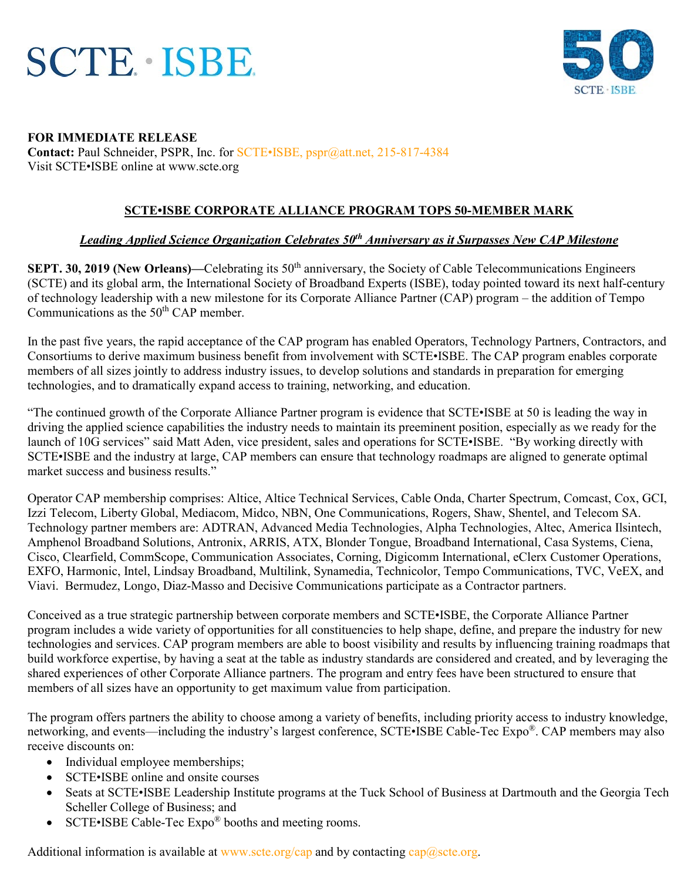SCTE • ISBE

**FOR IMMEDIATE RELEASE**
**Contact:** Paul Schneider, PSPR, Inc. for SCTE•ISBE, pspr@att.net, 215-817-4384
Visit SCTE•ISBE online at www.scte.org

## SCTE•ISBE CORPORATE ALLIANCE PROGRAM TOPS 50-MEMBER MARK

***Leading Applied Science Organization Celebrates 50th Anniversary as it Surpasses New CAP Milestone***

**SEPT. 30, 2019 (New Orleans)—**Celebrating its 50th anniversary, the Society of Cable Telecommunications Engineers (SCTE) and its global arm, the International Society of Broadband Experts (ISBE), today pointed toward its next half-century of technology leadership with a new milestone for its Corporate Alliance Partner (CAP) program – the addition of Tempo Communications as the 50th CAP member.

In the past five years, the rapid acceptance of the CAP program has enabled Operators, Technology Partners, Contractors, and Consortiums to derive maximum business benefit from involvement with SCTE•ISBE. The CAP program enables corporate members of all sizes jointly to address industry issues, to develop solutions and standards in preparation for emerging technologies, and to dramatically expand access to training, networking, and education.

"The continued growth of the Corporate Alliance Partner program is evidence that SCTE•ISBE at 50 is leading the way in driving the applied science capabilities the industry needs to maintain its preeminent position, especially as we ready for the launch of 10G services" said Matt Aden, vice president, sales and operations for SCTE•ISBE. "By working directly with SCTE•ISBE and the industry at large, CAP members can ensure that technology roadmaps are aligned to generate optimal market success and business results."

Operator CAP membership comprises: Altice, Altice Technical Services, Cable Onda, Charter Spectrum, Comcast, Cox, GCI, Izzi Telecom, Liberty Global, Mediacom, Midco, NBN, One Communications, Rogers, Shaw, Shentel, and Telecom SA. Technology partner members are: ADTRAN, Advanced Media Technologies, Alpha Technologies, Altec, America Ilsintech, Amphenol Broadband Solutions, Antronix, ARRIS, ATX, Blonder Tongue, Broadband International, Casa Systems, Ciena, Cisco, Clearfield, CommScope, Communication Associates, Corning, Digicomm International, eClerx Customer Operations, EXFO, Harmonic, Intel, Lindsay Broadband, Multilink, Synamedia, Technicolor, Tempo Communications, TVC, VeEX, and Viavi. Bermudez, Longo, Diaz-Masso and Decisive Communications participate as a Contractor partners.

Conceived as a true strategic partnership between corporate members and SCTE•ISBE, the Corporate Alliance Partner program includes a wide variety of opportunities for all constituencies to help shape, define, and prepare the industry for new technologies and services. CAP program members are able to boost visibility and results by influencing training roadmaps that build workforce expertise, by having a seat at the table as industry standards are considered and created, and by leveraging the shared experiences of other Corporate Alliance partners. The program and entry fees have been structured to ensure that members of all sizes have an opportunity to get maximum value from participation.

The program offers partners the ability to choose among a variety of benefits, including priority access to industry knowledge, networking, and events—including the industry's largest conference, SCTE•ISBE Cable-Tec Expo®. CAP members may also receive discounts on:

- Individual employee memberships;
- SCTE•ISBE online and onsite courses
- Seats at SCTE•ISBE Leadership Institute programs at the Tuck School of Business at Dartmouth and the Georgia Tech Scheller College of Business; and
- SCTE•ISBE Cable-Tec Expo® booths and meeting rooms.

Additional information is available at www.scte.org/cap and by contacting cap@scte.org.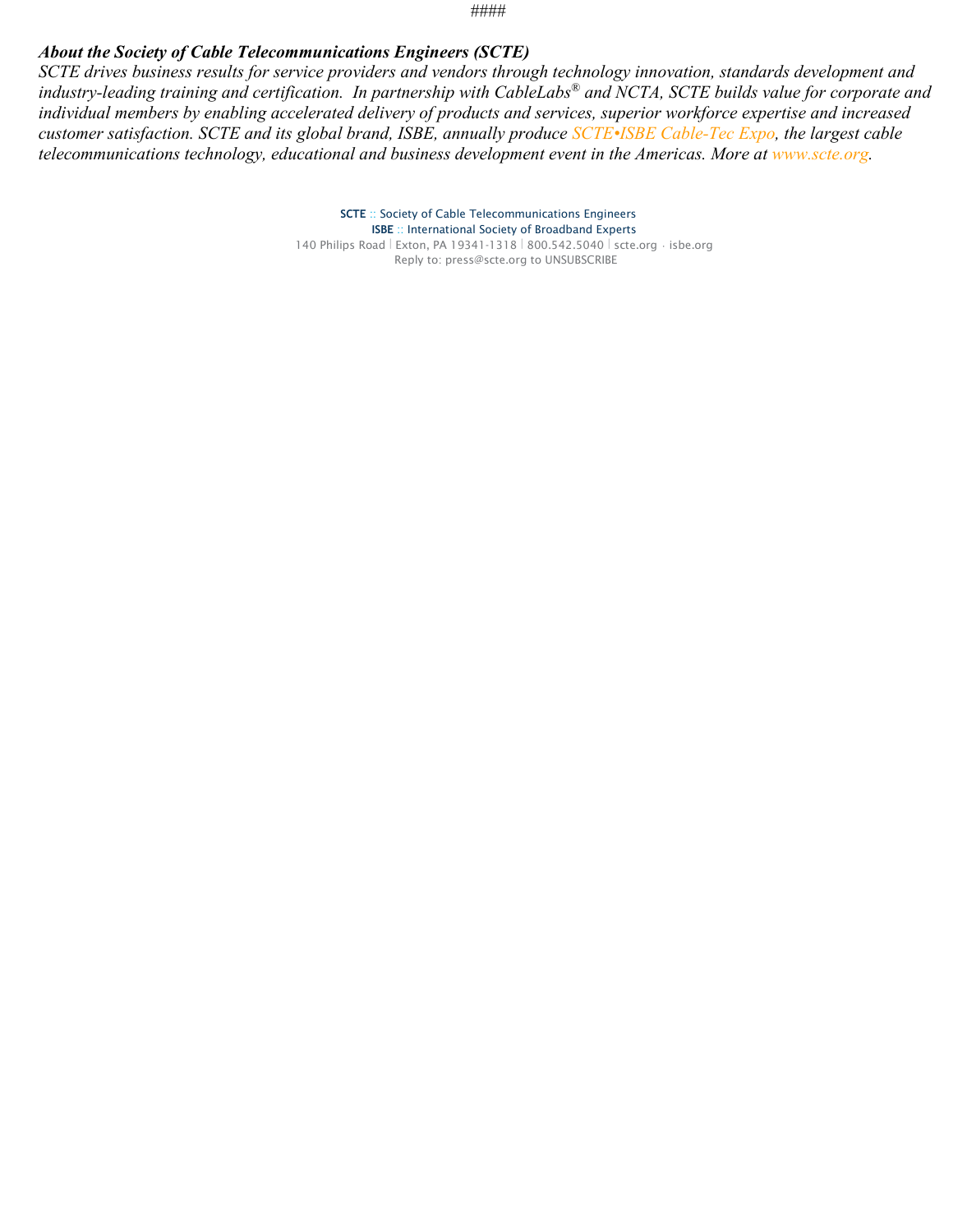####

***About the Society of Cable Telecommunications Engineers (SCTE)***

*SCTE drives business results for service providers and vendors through technology innovation, standards development and industry-leading training and certification. In partnership with CableLabs® and NCTA, SCTE builds value for corporate and individual members by enabling accelerated delivery of products and services, superior workforce expertise and increased customer satisfaction. SCTE and its global brand, ISBE, annually produce SCTE•ISBE Cable-Tec Expo, the largest cable telecommunications technology, educational and business development event in the Americas. More at www.scte.org.*

**SCTE** :: Society of Cable Telecommunications Engineers
**ISBE** :: International Society of Broadband Experts
140 Philips Road | Exton, PA 19341-1318 | 800.542.5040 | scte.org · isbe.org
Reply to: press@scte.org to UNSUBSCRIBE